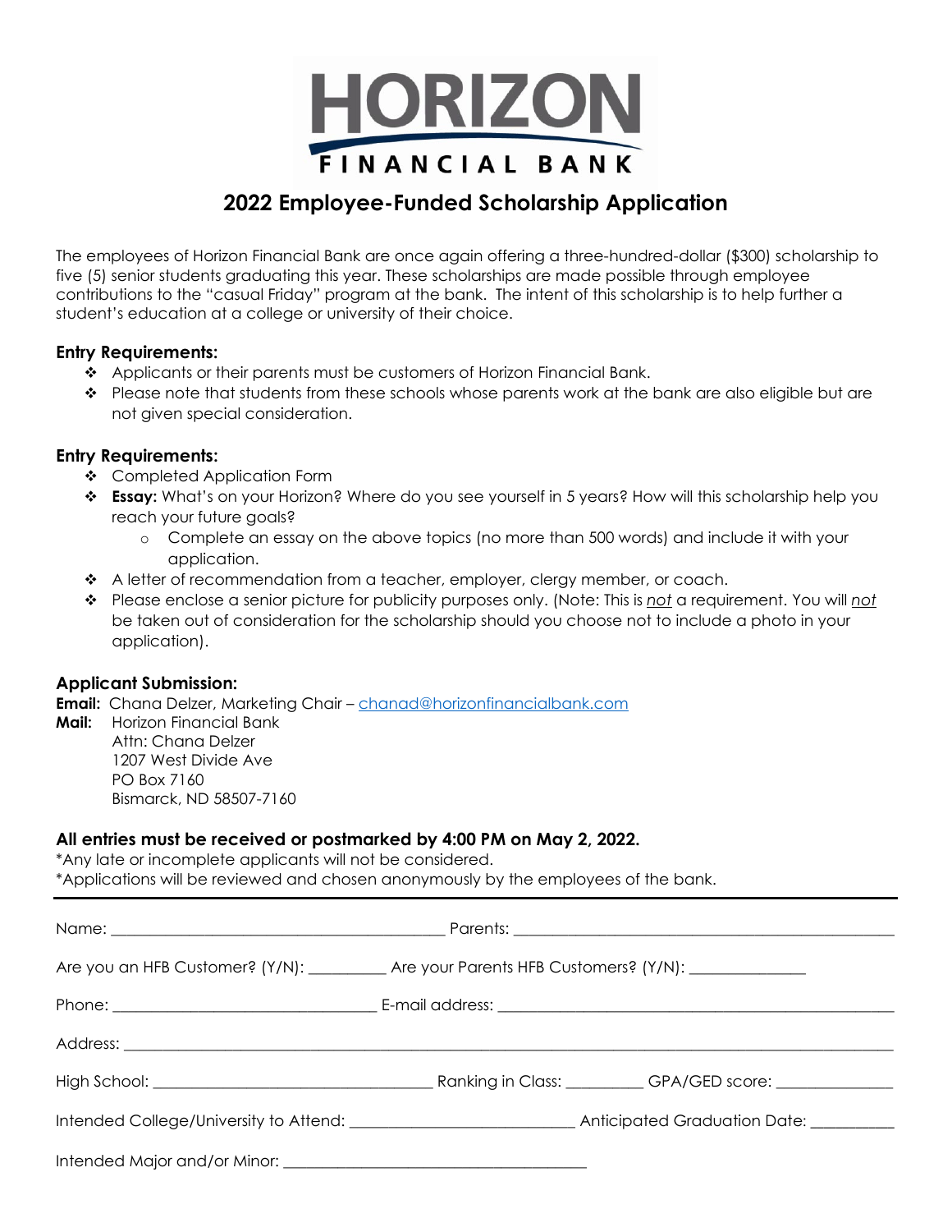# HORIZON FINANCIAL BANK

## 2022 Employee-Funded Scholarship Application

The employees of Horizon Financial Bank are once again offering a three-hundred-dollar ($300) scholarship to five (5) senior students graduating this year. These scholarships are made possible through employee contributions to the "casual Friday" program at the bank. The intent of this scholarship is to help further a student's education at a college or university of their choice.

**Entry Requirements:**

- Applicants or their parents must be customers of Horizon Financial Bank.
- Please note that students from these schools whose parents work at the bank are also eligible but are not given special consideration.

**Entry Requirements:**

- Completed Application Form
- **Essay:** What's on your Horizon? Where do you see yourself in 5 years? How will this scholarship help you reach your future goals?
  - Complete an essay on the above topics (no more than 500 words) and include it with your application.
- A letter of recommendation from a teacher, employer, clergy member, or coach.
- Please enclose a senior picture for publicity purposes only. (Note: This is *not* a requirement. You will *not* be taken out of consideration for the scholarship should you choose not to include a photo in your application).

**Applicant Submission:**

**Email:** Chana Delzer, Marketing Chair – chanad@horizonfinancialbank.com

**Mail:** Horizon Financial Bank
Attn: Chana Delzer
1207 West Divide Ave
PO Box 7160
Bismarck, ND 58507-7160

**All entries must be received or postmarked by 4:00 PM on May 2, 2022.**

*Any late or incomplete applicants will not be considered.
*Applications will be reviewed and chosen anonymously by the employees of the bank.

---

Name: ______________________ Parents: ______________________

Are you an HFB Customer? (Y/N): __________ Are your Parents HFB Customers? (Y/N): ______________

Phone: ______________________ E-mail address: ______________________

Address: ______________________________________________

High School: ______________________ Ranking in Class: __________ GPA/GED score: ______________

Intended College/University to Attend: ______________________ Anticipated Graduation Date: __________

Intended Major and/or Minor: ______________________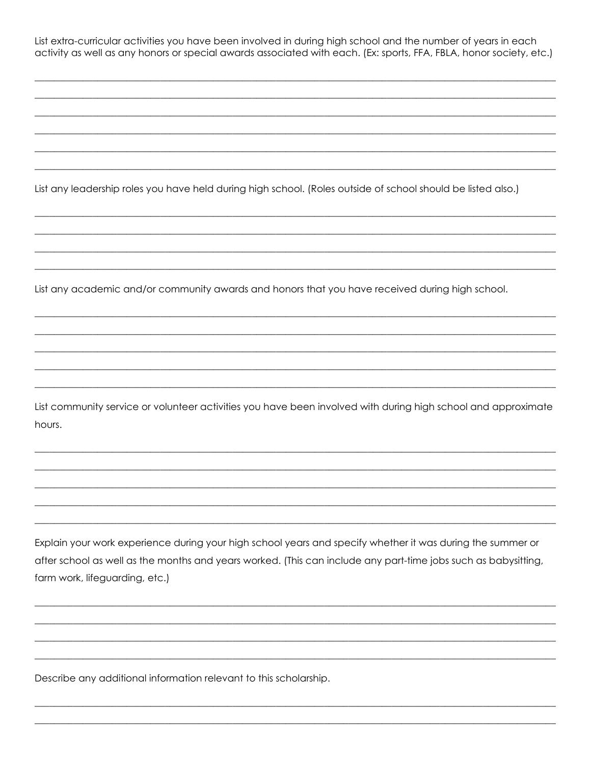List extra-curricular activities you have been involved in during high school and the number of years in each activity as well as any honors or special awards associated with each. (Ex: sports, FFA, FBLA, honor society, etc.)

______________________________________________________________________________________________

______________________________________________________________________________________________

______________________________________________________________________________________________

______________________________________________________________________________________________

______________________________________________________________________________________________

______________________________________________________________________________________________

List any leadership roles you have held during high school. (Roles outside of school should be listed also.)

______________________________________________________________________________________________

______________________________________________________________________________________________

______________________________________________________________________________________________

______________________________________________________________________________________________

List any academic and/or community awards and honors that you have received during high school.

______________________________________________________________________________________________

______________________________________________________________________________________________

______________________________________________________________________________________________

______________________________________________________________________________________________

______________________________________________________________________________________________

List community service or volunteer activities you have been involved with during high school and approximate hours.

______________________________________________________________________________________________

______________________________________________________________________________________________

______________________________________________________________________________________________

______________________________________________________________________________________________

______________________________________________________________________________________________

Explain your work experience during your high school years and specify whether it was during the summer or after school as well as the months and years worked. (This can include any part-time jobs such as babysitting, farm work, lifeguarding, etc.)

______________________________________________________________________________________________

______________________________________________________________________________________________

______________________________________________________________________________________________

______________________________________________________________________________________________

Describe any additional information relevant to this scholarship.

______________________________________________________________________________________________

______________________________________________________________________________________________